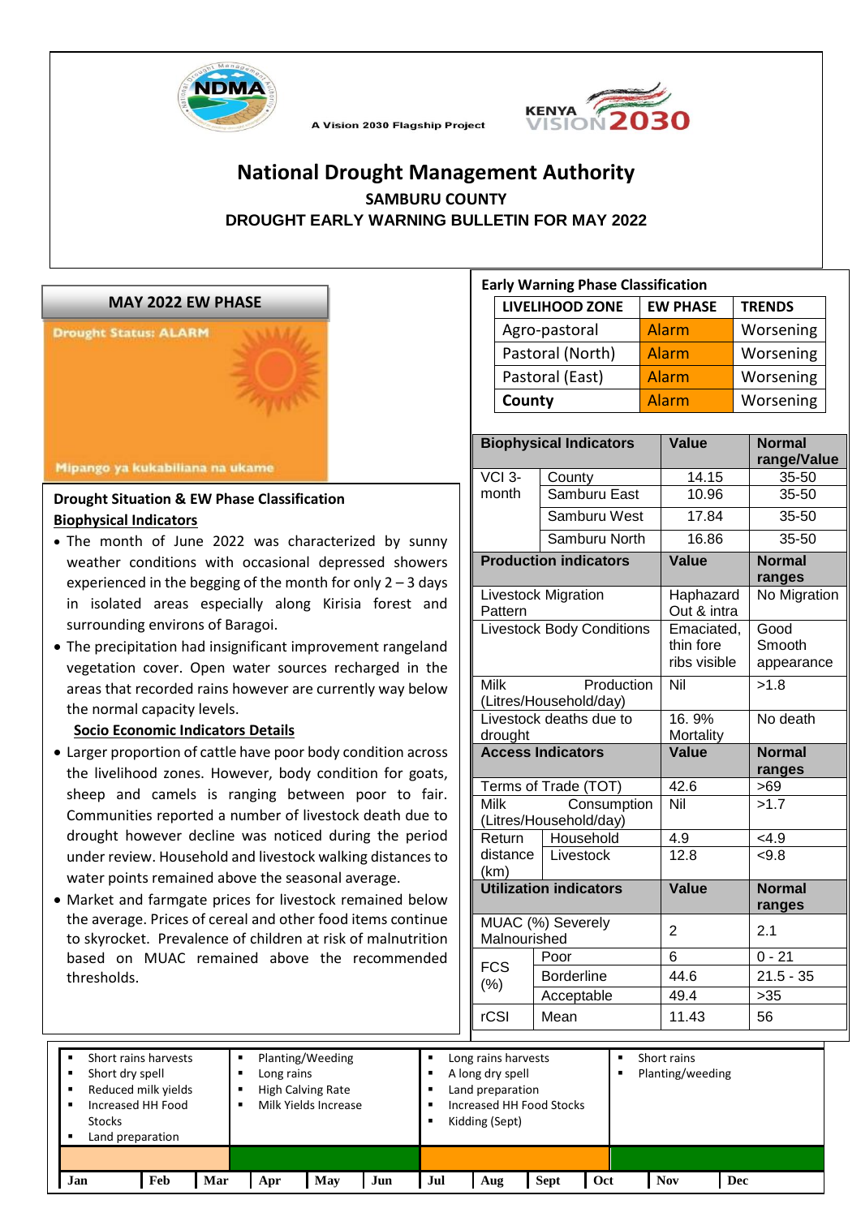A Vision 2030 Flagship Project

# National Drought Management Authority

## SAMBURU COUNTY

## DROUGHT EARLY WARNING BULLETIN FOR MAY 2022

### MAY 2022 EW PHASE

Drought Status: ALARM

Mipango ya kukabiliana na ukame

### Drought Situation & EW Phase Classification

**Biophysical Indicators**

- The month of June 2022 was characterized by sunny weather conditions with occasional depressed showers experienced in the begging of the month for only 2 – 3 days in isolated areas especially along Kirisia forest and surrounding environs of Baragoi.
- The precipitation had insignificant improvement rangeland vegetation cover. Open water sources recharged in the areas that recorded rains however are currently way below the normal capacity levels.

**Socio Economic Indicators Details**

- Larger proportion of cattle have poor body condition across the livelihood zones. However, body condition for goats, sheep and camels is ranging between poor to fair. Communities reported a number of livestock death due to drought however decline was noticed during the period under review. Household and livestock walking distances to water points remained above the seasonal average.
- Market and farmgate prices for livestock remained below the average. Prices of cereal and other food items continue to skyrocket. Prevalence of children at risk of malnutrition based on MUAC remained above the recommended thresholds.

### Early Warning Phase Classification

| LIVELIHOOD ZONE | EW PHASE | TRENDS |
|---|---|---|
| Agro-pastoral | Alarm | Worsening |
| Pastoral (North) | Alarm | Worsening |
| Pastoral (East) | Alarm | Worsening |
| **County** | Alarm | Worsening |

| Biophysical Indicators | | Value | Normal range/Value |
|---|---|---|---|
| VCI 3-month | County | 14.15 | 35-50 |
| | Samburu East | 10.96 | 35-50 |
| | Samburu West | 17.84 | 35-50 |
| | Samburu North | 16.86 | 35-50 |
| **Production indicators** | | **Value** | **Normal ranges** |
| Livestock Migration Pattern | | Haphazard Out & intra | No Migration |
| Livestock Body Conditions | | Emaciated, thin fore ribs visible | Good Smooth appearance |
| Milk Production (Litres/Household/day) | | Nil | >1.8 |
| Livestock deaths due to drought | | 16. 9% Mortality | No death |
| **Access Indicators** | | **Value** | **Normal ranges** |
| Terms of Trade (TOT) | | 42.6 | >69 |
| Milk Consumption (Litres/Household/day) | | Nil | >1.7 |
| Return distance (km) | Household | 4.9 | <4.9 |
| | Livestock | 12.8 | <9.8 |
| **Utilization indicators** | | **Value** | **Normal ranges** |
| MUAC (%) Severely Malnourished | | 2 | 2.1 |
| FCS (%) | Poor | 6 | 0 - 21 |
| | Borderline | 44.6 | 21.5 - 35 |
| | Acceptable | 49.4 | >35 |
| rCSI | Mean | 11.43 | 56 |

| Jan – Mar | Apr – Jun | Jul – Oct | Nov – Dec |
|---|---|---|---|
| Short rains harvests; Short dry spell; Reduced milk yields; Increased HH Food Stocks; Land preparation | Planting/Weeding; Long rains; High Calving Rate; Milk Yields Increase | Long rains harvests; A long dry spell; Land preparation; Increased HH Food Stocks; Kidding (Sept) | Short rains; Planting/weeding |

| Jan | Feb | Mar | Apr | May | Jun | Jul | Aug | Sept | Oct | Nov | Dec |
|---|---|---|---|---|---|---|---|---|---|---|---|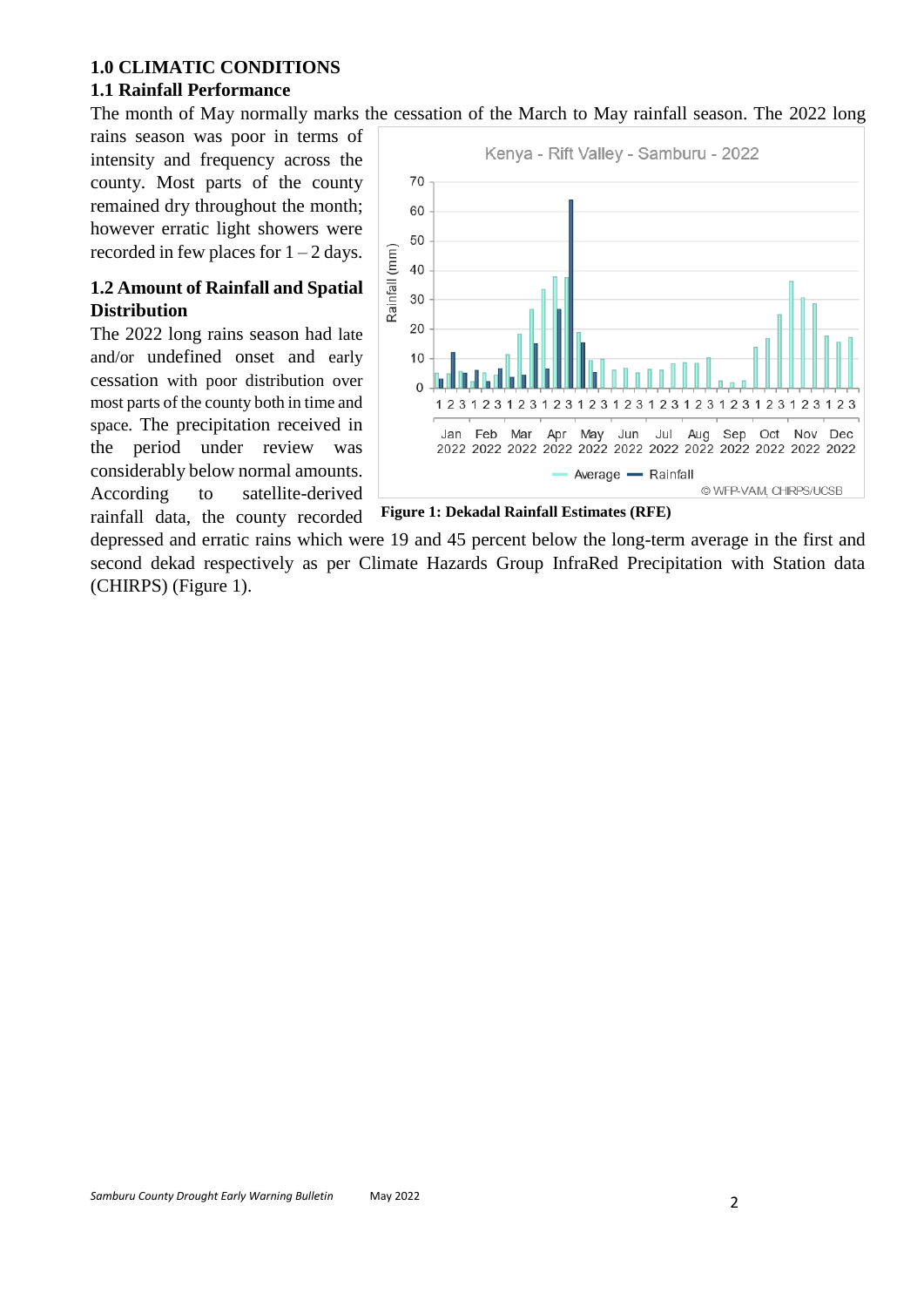# 1.0 CLIMATIC CONDITIONS

## 1.1 Rainfall Performance

The month of May normally marks the cessation of the March to May rainfall season. The 2022 long rains season was poor in terms of intensity and frequency across the county. Most parts of the county remained dry throughout the month; however erratic light showers were recorded in few places for 1 – 2 days.

## 1.2 Amount of Rainfall and Spatial Distribution

The 2022 long rains season had late and/or undefined onset and early cessation with poor distribution over most parts of the county both in time and space. The precipitation received in the period under review was considerably below normal amounts. According to satellite-derived rainfall data, the county recorded depressed and erratic rains which were 19 and 45 percent below the long-term average in the first and second dekad respectively as per Climate Hazards Group InfraRed Precipitation with Station data (CHIRPS) (Figure 1).

**Figure 1: Dekadal Rainfall Estimates (RFE)**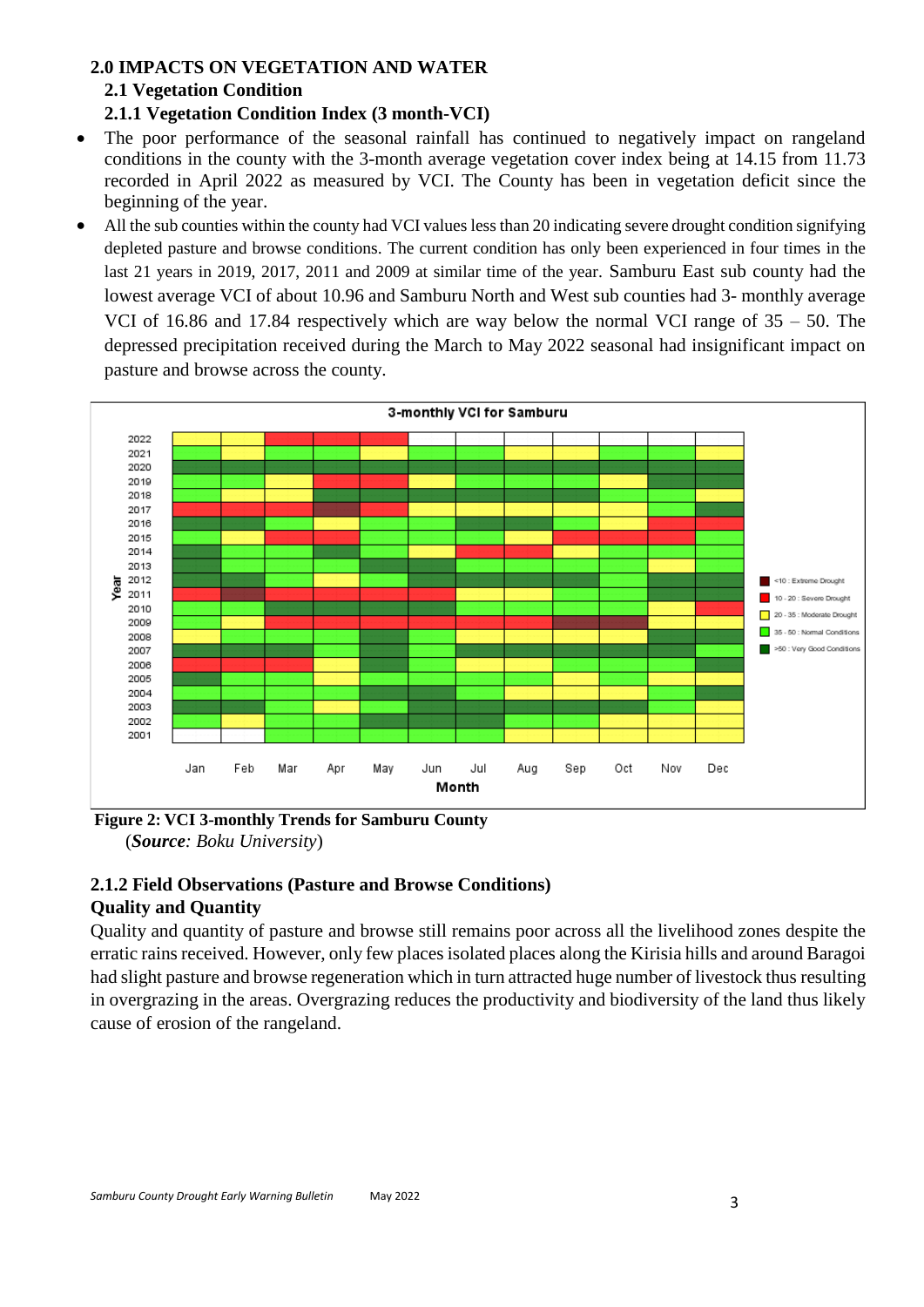## 2.0 IMPACTS ON VEGETATION AND WATER

### 2.1 Vegetation Condition

#### 2.1.1 Vegetation Condition Index (3 month-VCI)

- The poor performance of the seasonal rainfall has continued to negatively impact on rangeland conditions in the county with the 3-month average vegetation cover index being at 14.15 from 11.73 recorded in April 2022 as measured by VCI. The County has been in vegetation deficit since the beginning of the year.
- All the sub counties within the county had VCI values less than 20 indicating severe drought condition signifying depleted pasture and browse conditions. The current condition has only been experienced in four times in the last 21 years in 2019, 2017, 2011 and 2009 at similar time of the year. Samburu East sub county had the lowest average VCI of about 10.96 and Samburu North and West sub counties had 3- monthly average VCI of 16.86 and 17.84 respectively which are way below the normal VCI range of 35 – 50. The depressed precipitation received during the March to May 2022 seasonal had insignificant impact on pasture and browse across the county.

**Figure 2: VCI 3-monthly Trends for Samburu County**
(***Source**: Boku University*)

### 2.1.2 Field Observations (Pasture and Browse Conditions)

**Quality and Quantity**

Quality and quantity of pasture and browse still remains poor across all the livelihood zones despite the erratic rains received. However, only few places isolated places along the Kirisia hills and around Baragoi had slight pasture and browse regeneration which in turn attracted huge number of livestock thus resulting in overgrazing in the areas. Overgrazing reduces the productivity and biodiversity of the land thus likely cause of erosion of the rangeland.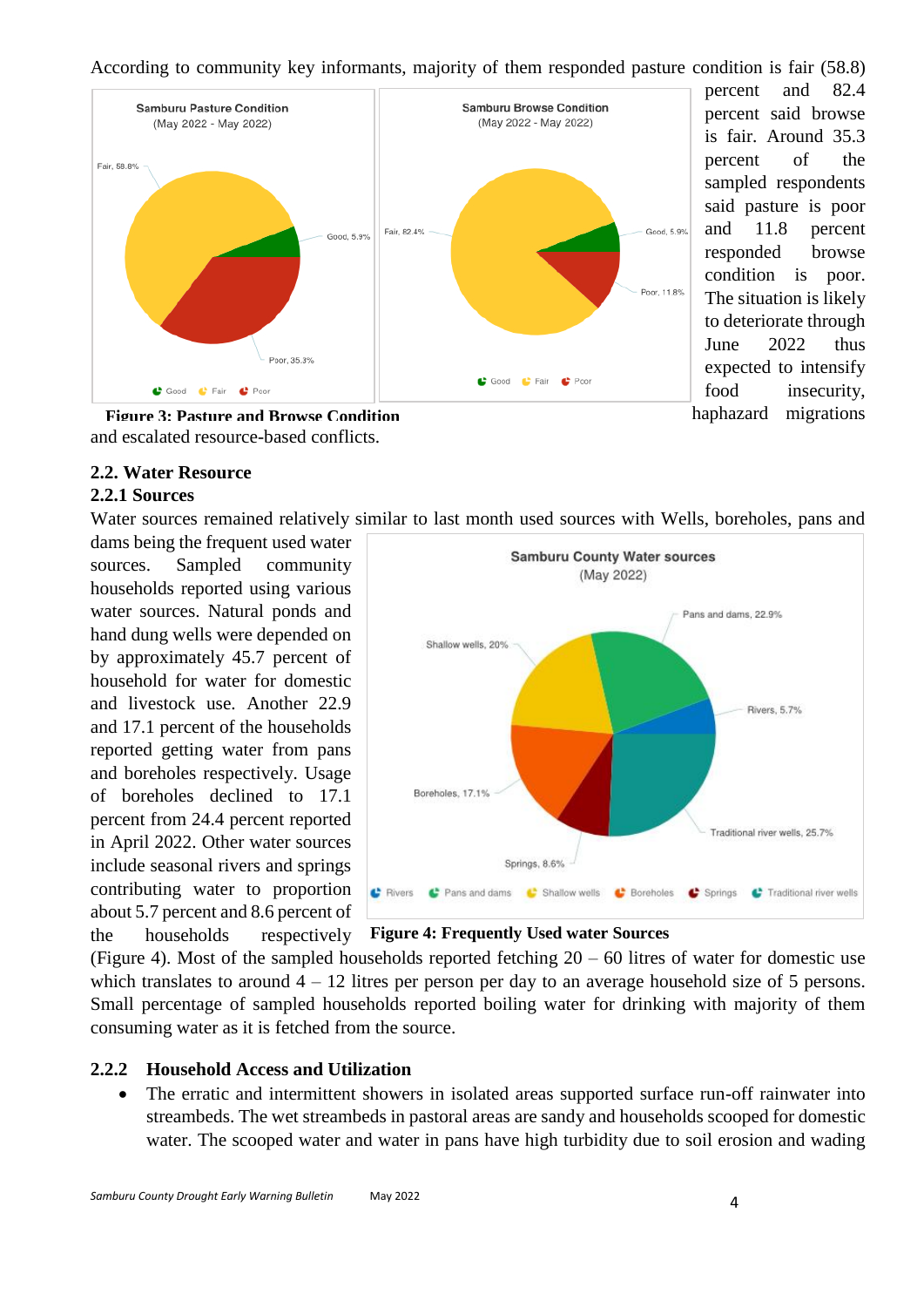According to community key informants, majority of them responded pasture condition is fair (58.8) percent and 82.4 percent said browse is fair. Around 35.3 percent of the sampled respondents said pasture is poor and 11.8 percent responded browse condition is poor. The situation is likely to deteriorate through June 2022 thus expected to intensify food insecurity, haphazard migrations and escalated resource-based conflicts.

**Figure 3: Pasture and Browse Condition**

### 2.2. Water Resource

#### 2.2.1 Sources

Water sources remained relatively similar to last month used sources with Wells, boreholes, pans and dams being the frequent used water sources. Sampled community households reported using various water sources. Natural ponds and hand dung wells were depended on by approximately 45.7 percent of household for water for domestic and livestock use. Another 22.9 and 17.1 percent of the households reported getting water from pans and boreholes respectively. Usage of boreholes declined to 17.1 percent from 24.4 percent reported in April 2022. Other water sources include seasonal rivers and springs contributing water to proportion about 5.7 percent and 8.6 percent of the households respectively (Figure 4). Most of the sampled households reported fetching 20 – 60 litres of water for domestic use which translates to around 4 – 12 litres per person per day to an average household size of 5 persons. Small percentage of sampled households reported boiling water for drinking with majority of them consuming water as it is fetched from the source.

**Figure 4: Frequently Used water Sources**

#### 2.2.2 Household Access and Utilization

- The erratic and intermittent showers in isolated areas supported surface run-off rainwater into streambeds. The wet streambeds in pastoral areas are sandy and households scooped for domestic water. The scooped water and water in pans have high turbidity due to soil erosion and wading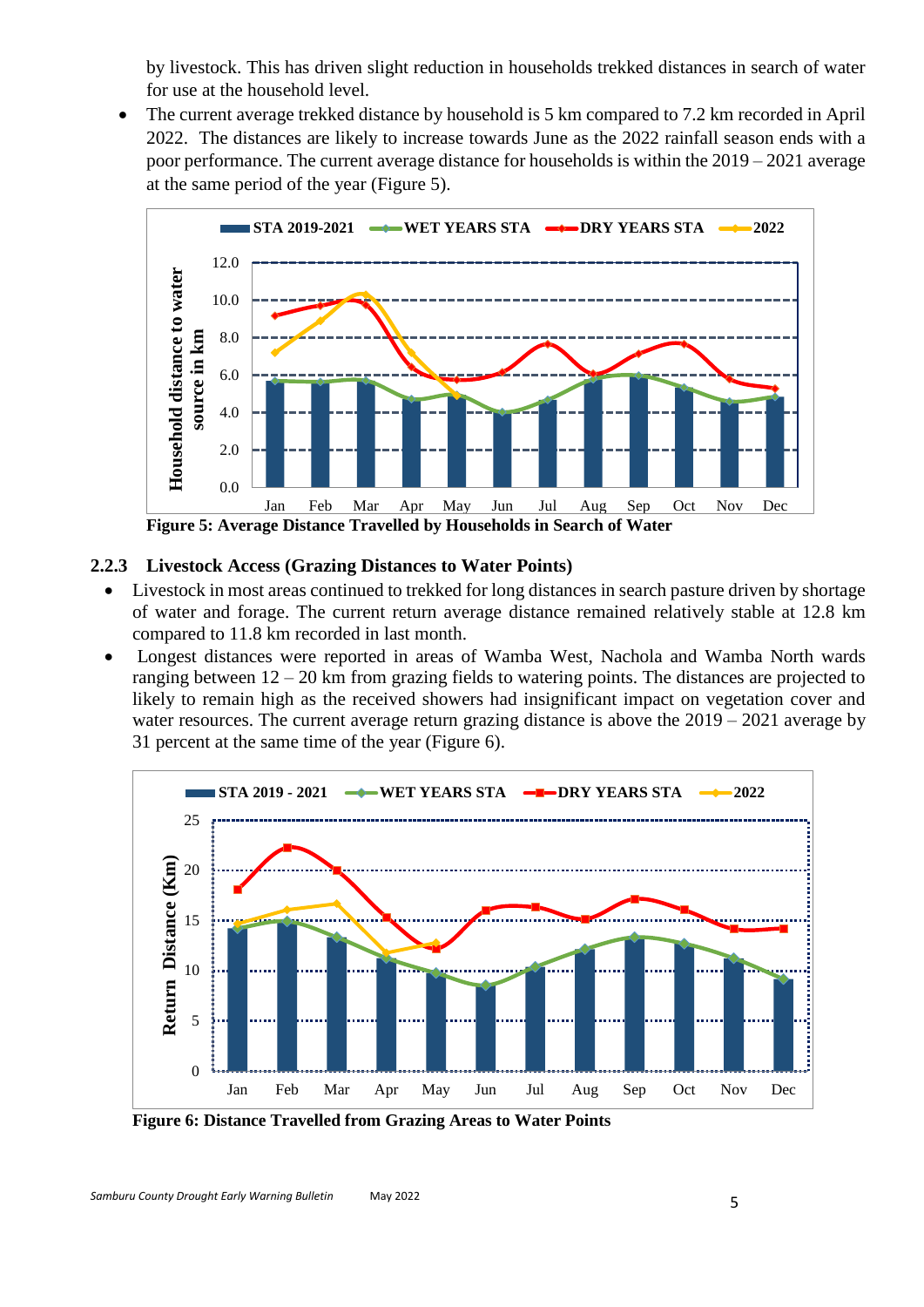by livestock. This has driven slight reduction in households trekked distances in search of water for use at the household level.

- The current average trekked distance by household is 5 km compared to 7.2 km recorded in April 2022. The distances are likely to increase towards June as the 2022 rainfall season ends with a poor performance. The current average distance for households is within the 2019 – 2021 average at the same period of the year (Figure 5).

**Figure 5: Average Distance Travelled by Households in Search of Water**

### 2.2.3 Livestock Access (Grazing Distances to Water Points)

- Livestock in most areas continued to trekked for long distances in search pasture driven by shortage of water and forage. The current return average distance remained relatively stable at 12.8 km compared to 11.8 km recorded in last month.
- Longest distances were reported in areas of Wamba West, Nachola and Wamba North wards ranging between 12 – 20 km from grazing fields to watering points. The distances are projected to likely to remain high as the received showers had insignificant impact on vegetation cover and water resources. The current average return grazing distance is above the 2019 – 2021 average by 31 percent at the same time of the year (Figure 6).

**Figure 6: Distance Travelled from Grazing Areas to Water Points**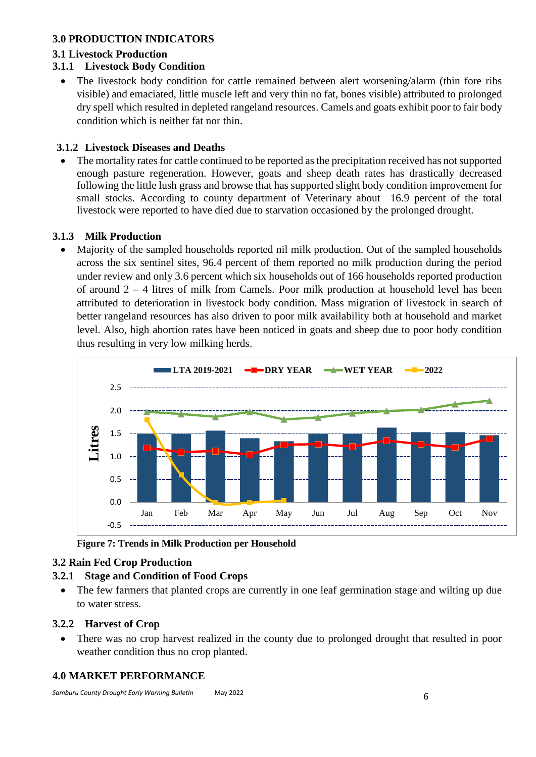## 3.0 PRODUCTION INDICATORS

### 3.1 Livestock Production

#### 3.1.1 Livestock Body Condition

- The livestock body condition for cattle remained between alert worsening/alarm (thin fore ribs visible) and emaciated, little muscle left and very thin no fat, bones visible) attributed to prolonged dry spell which resulted in depleted rangeland resources. Camels and goats exhibit poor to fair body condition which is neither fat nor thin.

#### 3.1.2 Livestock Diseases and Deaths

- The mortality rates for cattle continued to be reported as the precipitation received has not supported enough pasture regeneration. However, goats and sheep death rates has drastically decreased following the little lush grass and browse that has supported slight body condition improvement for small stocks. According to county department of Veterinary about 16.9 percent of the total livestock were reported to have died due to starvation occasioned by the prolonged drought.

#### 3.1.3 Milk Production

- Majority of the sampled households reported nil milk production. Out of the sampled households across the six sentinel sites, 96.4 percent of them reported no milk production during the period under review and only 3.6 percent which six households out of 166 households reported production of around 2 – 4 litres of milk from Camels. Poor milk production at household level has been attributed to deterioration in livestock body condition. Mass migration of livestock in search of better rangeland resources has also driven to poor milk availability both at household and market level. Also, high abortion rates have been noticed in goats and sheep due to poor body condition thus resulting in very low milking herds.

**Figure 7: Trends in Milk Production per Household**

### 3.2 Rain Fed Crop Production

#### 3.2.1 Stage and Condition of Food Crops

- The few farmers that planted crops are currently in one leaf germination stage and wilting up due to water stress.

#### 3.2.2 Harvest of Crop

- There was no crop harvest realized in the county due to prolonged drought that resulted in poor weather condition thus no crop planted.

## 4.0 MARKET PERFORMANCE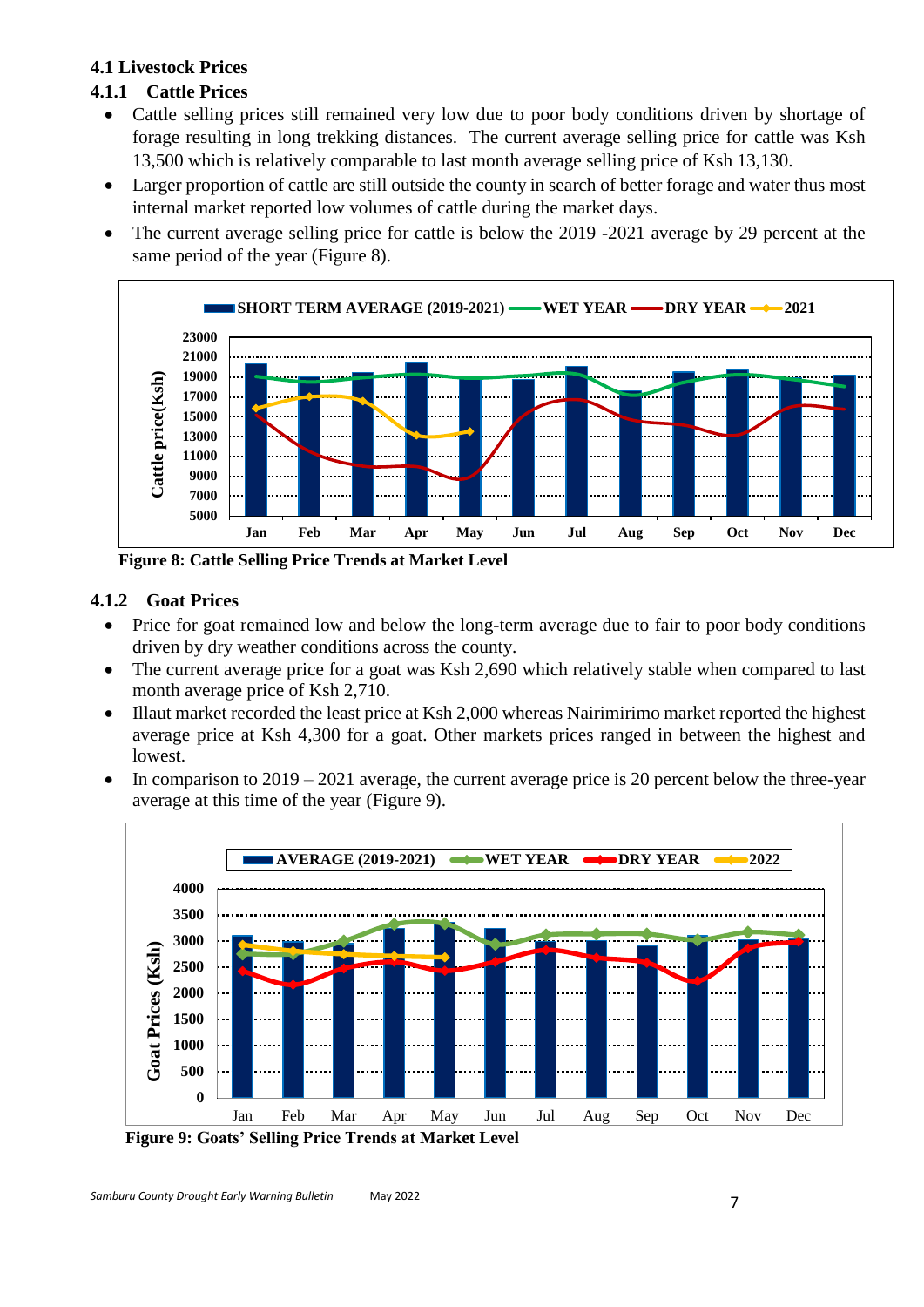### 4.1 Livestock Prices

### 4.1.1 Cattle Prices

- Cattle selling prices still remained very low due to poor body conditions driven by shortage of forage resulting in long trekking distances. The current average selling price for cattle was Ksh 13,500 which is relatively comparable to last month average selling price of Ksh 13,130.
- Larger proportion of cattle are still outside the county in search of better forage and water thus most internal market reported low volumes of cattle during the market days.
- The current average selling price for cattle is below the 2019 -2021 average by 29 percent at the same period of the year (Figure 8).

**Figure 8: Cattle Selling Price Trends at Market Level**

### 4.1.2 Goat Prices

- Price for goat remained low and below the long-term average due to fair to poor body conditions driven by dry weather conditions across the county.
- The current average price for a goat was Ksh 2,690 which relatively stable when compared to last month average price of Ksh 2,710.
- Illaut market recorded the least price at Ksh 2,000 whereas Nairimirimo market reported the highest average price at Ksh 4,300 for a goat. Other markets prices ranged in between the highest and lowest.
- In comparison to 2019 – 2021 average, the current average price is 20 percent below the three-year average at this time of the year (Figure 9).

**Figure 9: Goats' Selling Price Trends at Market Level**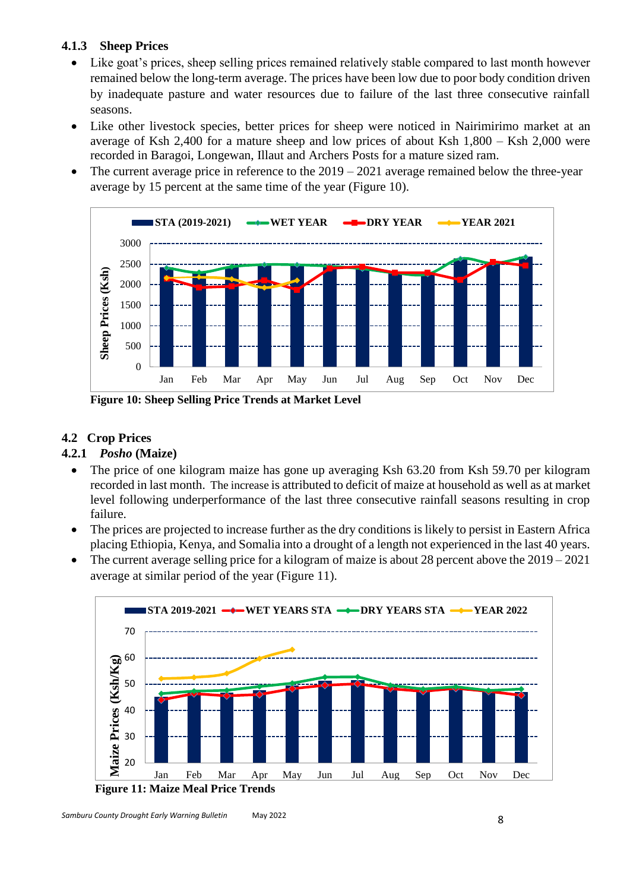### 4.1.3 Sheep Prices

- Like goat's prices, sheep selling prices remained relatively stable compared to last month however remained below the long-term average. The prices have been low due to poor body condition driven by inadequate pasture and water resources due to failure of the last three consecutive rainfall seasons.
- Like other livestock species, better prices for sheep were noticed in Nairimirimo market at an average of Ksh 2,400 for a mature sheep and low prices of about Ksh 1,800 – Ksh 2,000 were recorded in Baragoi, Longewan, Illaut and Archers Posts for a mature sized ram.
- The current average price in reference to the 2019 – 2021 average remained below the three-year average by 15 percent at the same time of the year (Figure 10).

**Figure 10: Sheep Selling Price Trends at Market Level**

## 4.2 Crop Prices

### 4.2.1 *Posho* (Maize)

- The price of one kilogram maize has gone up averaging Ksh 63.20 from Ksh 59.70 per kilogram recorded in last month. The increase is attributed to deficit of maize at household as well as at market level following underperformance of the last three consecutive rainfall seasons resulting in crop failure.
- The prices are projected to increase further as the dry conditions is likely to persist in Eastern Africa placing Ethiopia, Kenya, and Somalia into a drought of a length not experienced in the last 40 years.
- The current average selling price for a kilogram of maize is about 28 percent above the 2019 – 2021 average at similar period of the year (Figure 11).

**Figure 11: Maize Meal Price Trends**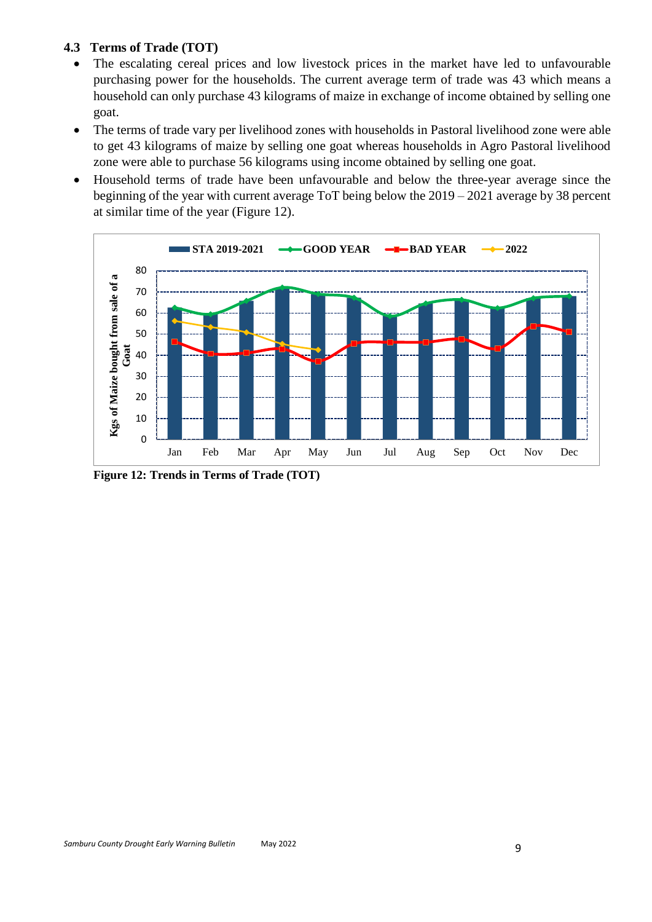### 4.3 Terms of Trade (TOT)

- The escalating cereal prices and low livestock prices in the market have led to unfavourable purchasing power for the households. The current average term of trade was 43 which means a household can only purchase 43 kilograms of maize in exchange of income obtained by selling one goat.
- The terms of trade vary per livelihood zones with households in Pastoral livelihood zone were able to get 43 kilograms of maize by selling one goat whereas households in Agro Pastoral livelihood zone were able to purchase 56 kilograms using income obtained by selling one goat.
- Household terms of trade have been unfavourable and below the three-year average since the beginning of the year with current average ToT being below the 2019 – 2021 average by 38 percent at similar time of the year (Figure 12).

**Figure 12: Trends in Terms of Trade (TOT)**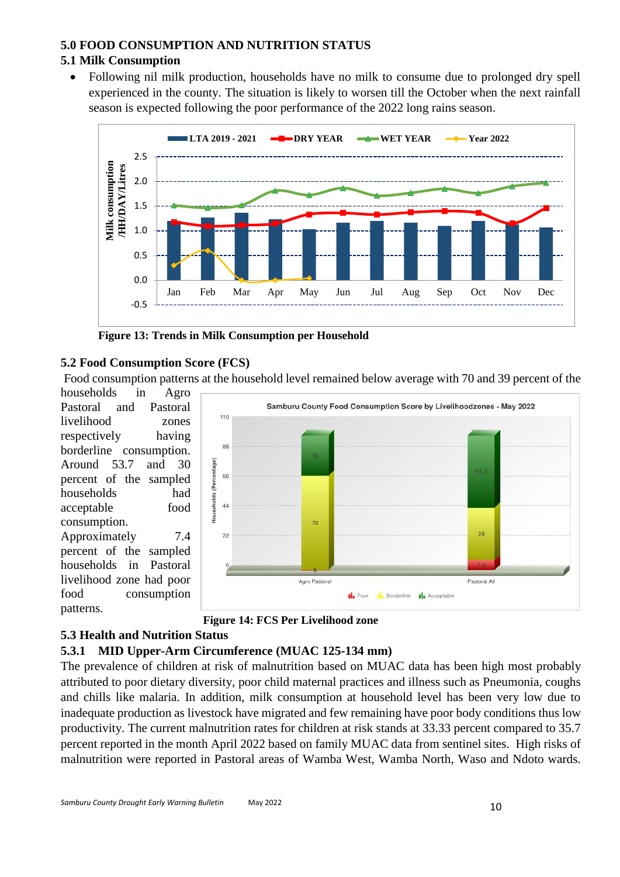# 5.0 FOOD CONSUMPTION AND NUTRITION STATUS

## 5.1 Milk Consumption

- Following nil milk production, households have no milk to consume due to prolonged dry spell experienced in the county. The situation is likely to worsen till the October when the next rainfall season is expected following the poor performance of the 2022 long rains season.

**Figure 13: Trends in Milk Consumption per Household**

## 5.2 Food Consumption Score (FCS)

Food consumption patterns at the household level remained below average with 70 and 39 percent of the households in Agro Pastoral and Pastoral livelihood zones respectively having borderline consumption. Around 53.7 and 30 percent of the sampled households had acceptable food consumption. Approximately 7.4 percent of the sampled households in Pastoral livelihood zone had poor food consumption patterns.

**Figure 14: FCS Per Livelihood zone**

## 5.3 Health and Nutrition Status

### 5.3.1 MID Upper-Arm Circumference (MUAC 125-134 mm)

The prevalence of children at risk of malnutrition based on MUAC data has been high most probably attributed to poor dietary diversity, poor child maternal practices and illness such as Pneumonia, coughs and chills like malaria. In addition, milk consumption at household level has been very low due to inadequate production as livestock have migrated and few remaining have poor body conditions thus low productivity. The current malnutrition rates for children at risk stands at 33.33 percent compared to 35.7 percent reported in the month April 2022 based on family MUAC data from sentinel sites. High risks of malnutrition were reported in Pastoral areas of Wamba West, Wamba North, Waso and Ndoto wards.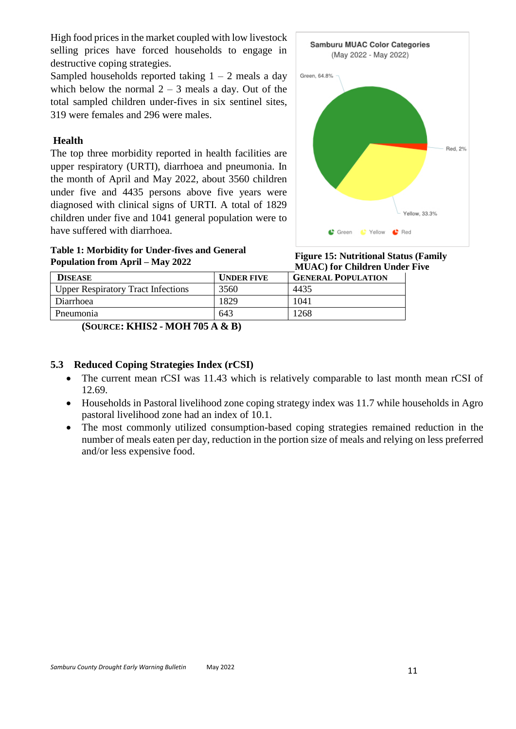High food prices in the market coupled with low livestock selling prices have forced households to engage in destructive coping strategies.

Sampled households reported taking 1 – 2 meals a day which below the normal 2 – 3 meals a day. Out of the total sampled children under-fives in six sentinel sites, 319 were females and 296 were males.

### Health

The top three morbidity reported in health facilities are upper respiratory (URTI), diarrhoea and pneumonia. In the month of April and May 2022, about 3560 children under five and 4435 persons above five years were diagnosed with clinical signs of URTI. A total of 1829 children under five and 1041 general population were to have suffered with diarrhoea.

Samburu MUAC Color Categories
(May 2022 - May 2022)

Green, 64.8%
Red, 2%
Yellow, 33.3%

Green Yellow Red

**Figure 15: Nutritional Status (Family MUAC) for Children Under Five**

**Table 1: Morbidity for Under-fives and General Population from April – May 2022**

| DISEASE | UNDER FIVE | GENERAL POPULATION |
|---|---|---|
| Upper Respiratory Tract Infections | 3560 | 4435 |
| Diarrhoea | 1829 | 1041 |
| Pneumonia | 643 | 1268 |

**(SOURCE: KHIS2 - MOH 705 A & B)**

## 5.3 Reduced Coping Strategies Index (rCSI)

- The current mean rCSI was 11.43 which is relatively comparable to last month mean rCSI of 12.69.
- Households in Pastoral livelihood zone coping strategy index was 11.7 while households in Agro pastoral livelihood zone had an index of 10.1.
- The most commonly utilized consumption-based coping strategies remained reduction in the number of meals eaten per day, reduction in the portion size of meals and relying on less preferred and/or less expensive food.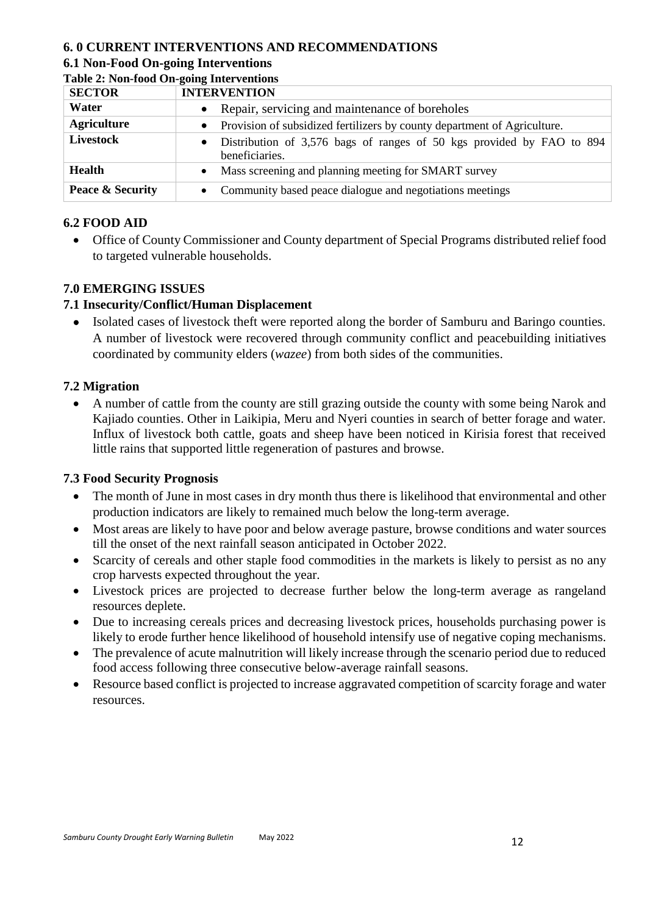## 6. 0 CURRENT INTERVENTIONS AND RECOMMENDATIONS

### 6.1 Non-Food On-going Interventions

**Table 2: Non-food On-going Interventions**

| SECTOR | INTERVENTION |
|---|---|
| **Water** | • Repair, servicing and maintenance of boreholes |
| **Agriculture** | • Provision of subsidized fertilizers by county department of Agriculture. |
| **Livestock** | • Distribution of 3,576 bags of ranges of 50 kgs provided by FAO to 894 beneficiaries. |
| **Health** | • Mass screening and planning meeting for SMART survey |
| **Peace & Security** | • Community based peace dialogue and negotiations meetings |

### 6.2 FOOD AID

- Office of County Commissioner and County department of Special Programs distributed relief food to targeted vulnerable households.

## 7.0 EMERGING ISSUES

### 7.1 Insecurity/Conflict/Human Displacement

- Isolated cases of livestock theft were reported along the border of Samburu and Baringo counties. A number of livestock were recovered through community conflict and peacebuilding initiatives coordinated by community elders (*wazee*) from both sides of the communities.

### 7.2 Migration

- A number of cattle from the county are still grazing outside the county with some being Narok and Kajiado counties. Other in Laikipia, Meru and Nyeri counties in search of better forage and water. Influx of livestock both cattle, goats and sheep have been noticed in Kirisia forest that received little rains that supported little regeneration of pastures and browse.

### 7.3 Food Security Prognosis

- The month of June in most cases in dry month thus there is likelihood that environmental and other production indicators are likely to remained much below the long-term average.
- Most areas are likely to have poor and below average pasture, browse conditions and water sources till the onset of the next rainfall season anticipated in October 2022.
- Scarcity of cereals and other staple food commodities in the markets is likely to persist as no any crop harvests expected throughout the year.
- Livestock prices are projected to decrease further below the long-term average as rangeland resources deplete.
- Due to increasing cereals prices and decreasing livestock prices, households purchasing power is likely to erode further hence likelihood of household intensify use of negative coping mechanisms.
- The prevalence of acute malnutrition will likely increase through the scenario period due to reduced food access following three consecutive below-average rainfall seasons.
- Resource based conflict is projected to increase aggravated competition of scarcity forage and water resources.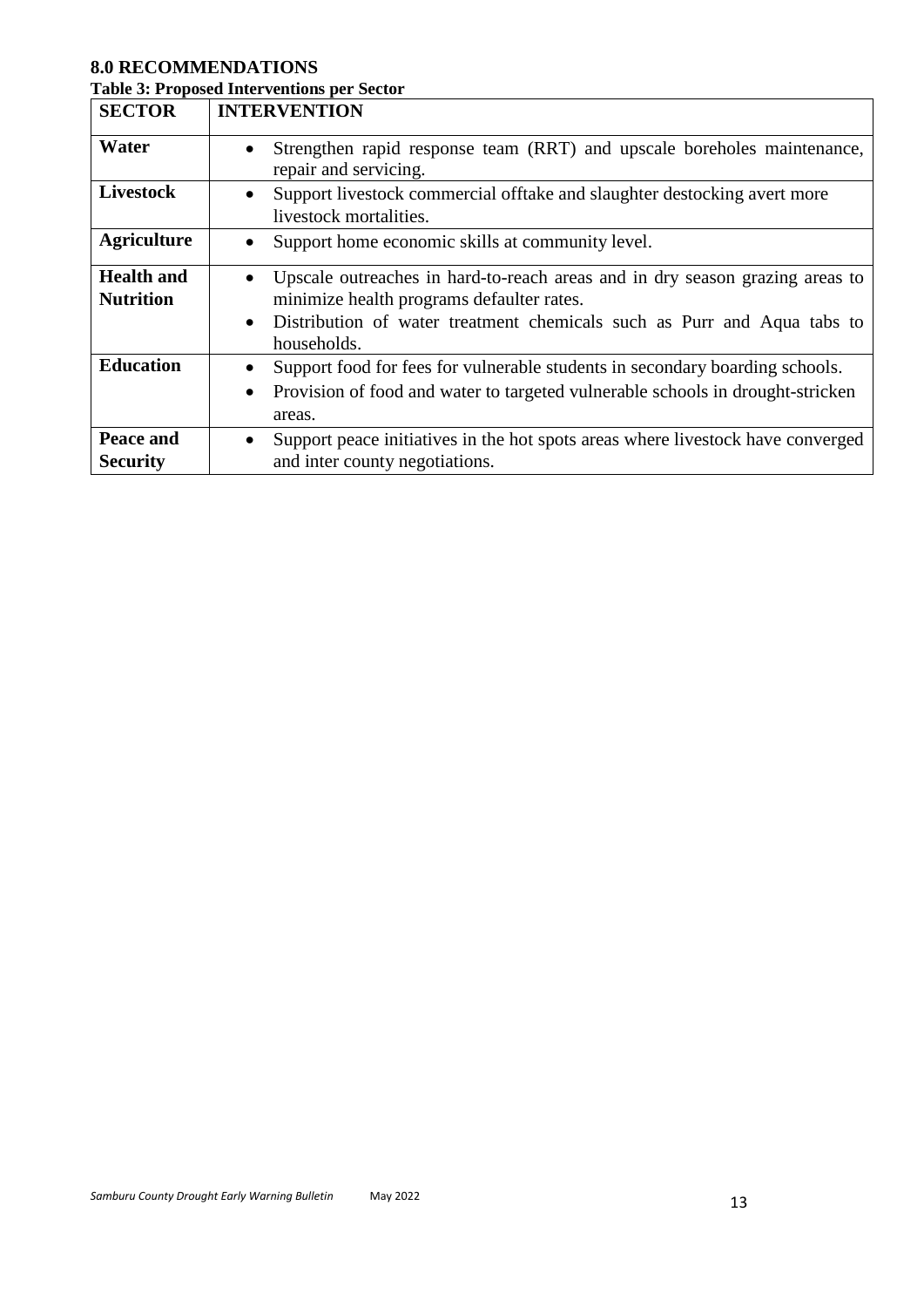## 8.0 RECOMMENDATIONS

**Table 3: Proposed Interventions per Sector**

| SECTOR | INTERVENTION |
|---|---|
| **Water** | • Strengthen rapid response team (RRT) and upscale boreholes maintenance, repair and servicing. |
| **Livestock** | • Support livestock commercial offtake and slaughter destocking avert more livestock mortalities. |
| **Agriculture** | • Support home economic skills at community level. |
| **Health and Nutrition** | • Upscale outreaches in hard-to-reach areas and in dry season grazing areas to minimize health programs defaulter rates.<br>• Distribution of water treatment chemicals such as Purr and Aqua tabs to households. |
| **Education** | • Support food for fees for vulnerable students in secondary boarding schools.<br>• Provision of food and water to targeted vulnerable schools in drought-stricken areas. |
| **Peace and Security** | • Support peace initiatives in the hot spots areas where livestock have converged and inter county negotiations. |